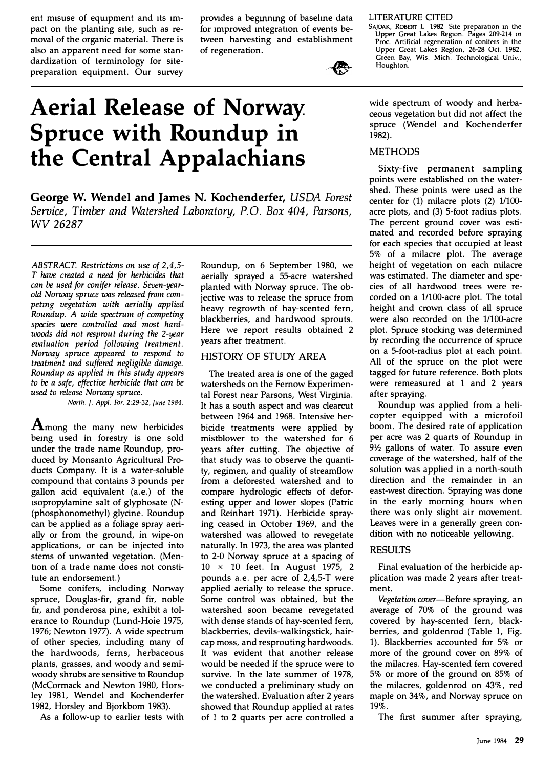ent misuse of equipment and its impact on the planting site, such as removal of the organic material. There is also an apparent need for some standardization of terminology for site-preparation equipment. Our survey provides a beginning of baseline data for improved integration of events between harvesting and establishment of regeneration.

LITERATURE CITED

SAJDAK, ROBERT L. 1982. Site preparation in the Upper Great Lakes Region. Pages 209-214 *in* Proc. Artificial regeneration of conifers in the Upper Great Lakes Region, 26-28 Oct. 1982, Green Bay, Wis. Mich. Technological Univ., Houghton.

# Aerial Release of Norway Spruce with Roundup in the Central Appalachians

**George W. Wendel and James N. Kochenderfer,** *USDA Forest Service, Timber and Watershed Laboratory, P.O. Box 404, Parsons, WV 26287*

*ABSTRACT. Restrictions on use of 2,4,5-T have created a need for herbicides that can be used for conifer release. Seven-year-old Norway spruce was released from competing vegetation with aerially applied Roundup. A wide spectrum of competing species were controlled and most hardwoods did not resprout during the 2-year evaluation period following treatment. Norway spruce appeared to respond to treatment and suffered negligible damage. Roundup as applied in this study appears to be a safe, effective herbicide that can be used to release Norway spruce.*

*North. J. Appl. For. 2:29-32, June 1984.*

Among the many new herbicides being used in forestry is one sold under the trade name Roundup, produced by Monsanto Agricultural Products Company. It is a water-soluble compound that contains 3 pounds per gallon acid equivalent (a.e.) of the isopropylamine salt of glyphosate (N-(phosphonomethyl) glycine. Roundup can be applied as a foliage spray aerially or from the ground, in wipe-on applications, or can be injected into stems of unwanted vegetation. (Mention of a trade name does not constitute an endorsement.)

Some conifers, including Norway spruce, Douglas-fir, grand fir, noble fir, and ponderosa pine, exhibit a tolerance to Roundup (Lund-Hoie 1975, 1976; Newton 1977). A wide spectrum of other species, including many of the hardwoods, ferns, herbaceous plants, grasses, and woody and semi-woody shrubs are sensitive to Roundup (McCormack and Newton 1980, Horsley 1981, Wendel and Kochenderfer 1982, Horsley and Bjorkbom 1983).

As a follow-up to earlier tests with Roundup, on 6 September 1980, we aerially sprayed a 55-acre watershed planted with Norway spruce. The objective was to release the spruce from heavy regrowth of hay-scented fern, blackberries, and hardwood sprouts. Here we report results obtained 2 years after treatment.

## HISTORY OF STUDY AREA

The treated area is one of the gaged watersheds on the Fernow Experimental Forest near Parsons, West Virginia. It has a south aspect and was clearcut between 1964 and 1968. Intensive herbicide treatments were applied by mistblower to the watershed for 6 years after cutting. The objective of that study was to observe the quantity, regimen, and quality of streamflow from a deforested watershed and to compare hydrologic effects of deforesting upper and lower slopes (Patric and Reinhart 1971). Herbicide spraying ceased in October 1969, and the watershed was allowed to revegetate naturally. In 1973, the area was planted to 2-0 Norway spruce at a spacing of 10 × 10 feet. In August 1975, 2 pounds a.e. per acre of 2,4,5-T were applied aerially to release the spruce. Some control was obtained, but the watershed soon became revegetated with dense stands of hay-scented fern, blackberries, devils-walkingstick, haircap moss, and resprouting hardwoods. It was evident that another release would be needed if the spruce were to survive. In the late summer of 1978, we conducted a preliminary study on the watershed. Evaluation after 2 years showed that Roundup applied at rates of 1 to 2 quarts per acre controlled a wide spectrum of woody and herbaceous vegetation but did not affect the spruce (Wendel and Kochenderfer 1982).

## METHODS

Sixty-five permanent sampling points were established on the watershed. These points were used as the center for (1) milacre plots (2) 1/100-acre plots, and (3) 5-foot radius plots. The percent ground cover was estimated and recorded before spraying for each species that occupied at least 5% of a milacre plot. The average height of vegetation on each milacre was estimated. The diameter and species of all hardwood trees were recorded on a 1/100-acre plot. The total height and crown class of all spruce were also recorded on the 1/100-acre plot. Spruce stocking was determined by recording the occurrence of spruce on a 5-foot-radius plot at each point. All of the spruce on the plot were tagged for future reference. Both plots were remeasured at 1 and 2 years after spraying.

Roundup was applied from a helicopter equipped with a microfoil boom. The desired rate of application per acre was 2 quarts of Roundup in 9½ gallons of water. To assure even coverage of the watershed, half of the solution was applied in a north-south direction and the remainder in an east-west direction. Spraying was done in the early morning hours when there was only slight air movement. Leaves were in a generally green condition with no noticeable yellowing.

## RESULTS

Final evaluation of the herbicide application was made 2 years after treatment.

*Vegetation cover*—Before spraying, an average of 70% of the ground was covered by hay-scented fern, blackberries, and goldenrod (Table 1, Fig. 1). Blackberries accounted for 5% or more of the ground cover on 89% of the milacres. Hay-scented fern covered 5% or more of the ground on 85% of the milacres, goldenrod on 43%, red maple on 34%, and Norway spruce on 19%.

The first summer after spraying,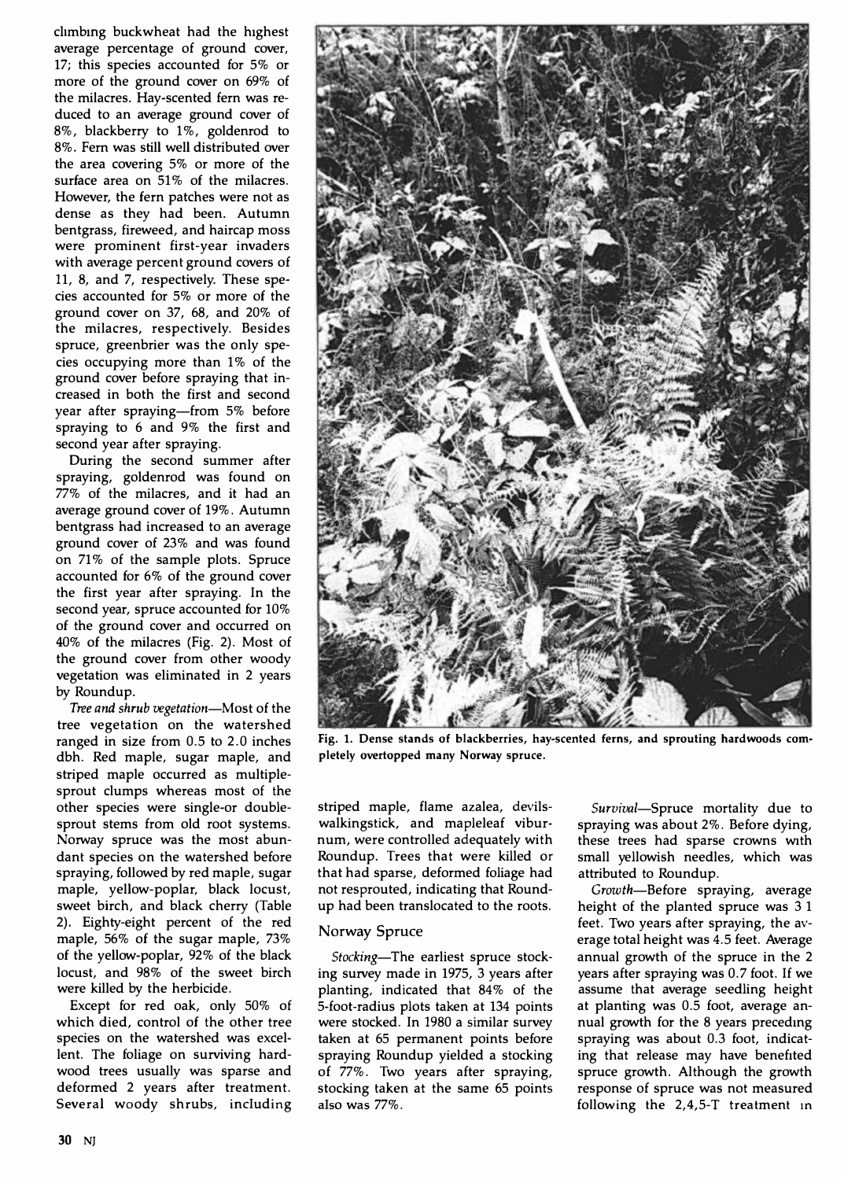climbing buckwheat had the highest average percentage of ground cover, 17; this species accounted for 5% or more of the ground cover on 69% of the milacres. Hay-scented fern was reduced to an average ground cover of 8%, blackberry to 1%, goldenrod to 8%. Fern was still well distributed over the area covering 5% or more of the surface area on 51% of the milacres. However, the fern patches were not as dense as they had been. Autumn bentgrass, fireweed, and haircap moss were prominent first-year invaders with average percent ground covers of 11, 8, and 7, respectively. These species accounted for 5% or more of the ground cover on 37, 68, and 20% of the milacres, respectively. Besides spruce, greenbrier was the only species occupying more than 1% of the ground cover before spraying that increased in both the first and second year after spraying—from 5% before spraying to 6 and 9% the first and second year after spraying.

During the second summer after spraying, goldenrod was found on 77% of the milacres, and it had an average ground cover of 19%. Autumn bentgrass had increased to an average ground cover of 23% and was found on 71% of the sample plots. Spruce accounted for 6% of the ground cover the first year after spraying. In the second year, spruce accounted for 10% of the ground cover and occurred on 40% of the milacres (Fig. 2). Most of the ground cover from other woody vegetation was eliminated in 2 years by Roundup.

*Tree and shrub vegetation*—Most of the tree vegetation on the watershed ranged in size from 0.5 to 2.0 inches dbh. Red maple, sugar maple, and striped maple occurred as multiple-sprout clumps whereas most of the other species were single-or double-sprout stems from old root systems. Norway spruce was the most abundant species on the watershed before spraying, followed by red maple, sugar maple, yellow-poplar, black locust, sweet birch, and black cherry (Table 2). Eighty-eight percent of the red maple, 56% of the sugar maple, 73% of the yellow-poplar, 92% of the black locust, and 98% of the sweet birch were killed by the herbicide.

Except for red oak, only 50% of which died, control of the other tree species on the watershed was excellent. The foliage on surviving hardwood trees usually was sparse and deformed 2 years after treatment. Several woody shrubs, including striped maple, flame azalea, devilswalkingstick, and mapleleaf viburnum, were controlled adequately with Roundup. Trees that were killed or that had sparse, deformed foliage had not resprouted, indicating that Roundup had been translocated to the roots.

Fig. 1. Dense stands of blackberries, hay-scented ferns, and sprouting hardwoods completely overtopped many Norway spruce.

## Norway Spruce

*Stocking*—The earliest spruce stocking survey made in 1975, 3 years after planting, indicated that 84% of the 5-foot-radius plots taken at 134 points were stocked. In 1980 a similar survey taken at 65 permanent points before spraying Roundup yielded a stocking of 77%. Two years after spraying, stocking taken at the same 65 points also was 77%.

*Survival*—Spruce mortality due to spraying was about 2%. Before dying, these trees had sparse crowns with small yellowish needles, which was attributed to Roundup.

*Growth*—Before spraying, average height of the planted spruce was 3.1 feet. Two years after spraying, the average total height was 4.5 feet. Average annual growth of the spruce in the 2 years after spraying was 0.7 foot. If we assume that average seedling height at planting was 0.5 foot, average annual growth for the 8 years preceding spraying was about 0.3 foot, indicating that release may have benefited spruce growth. Although the growth response of spruce was not measured following the 2,4,5-T treatment in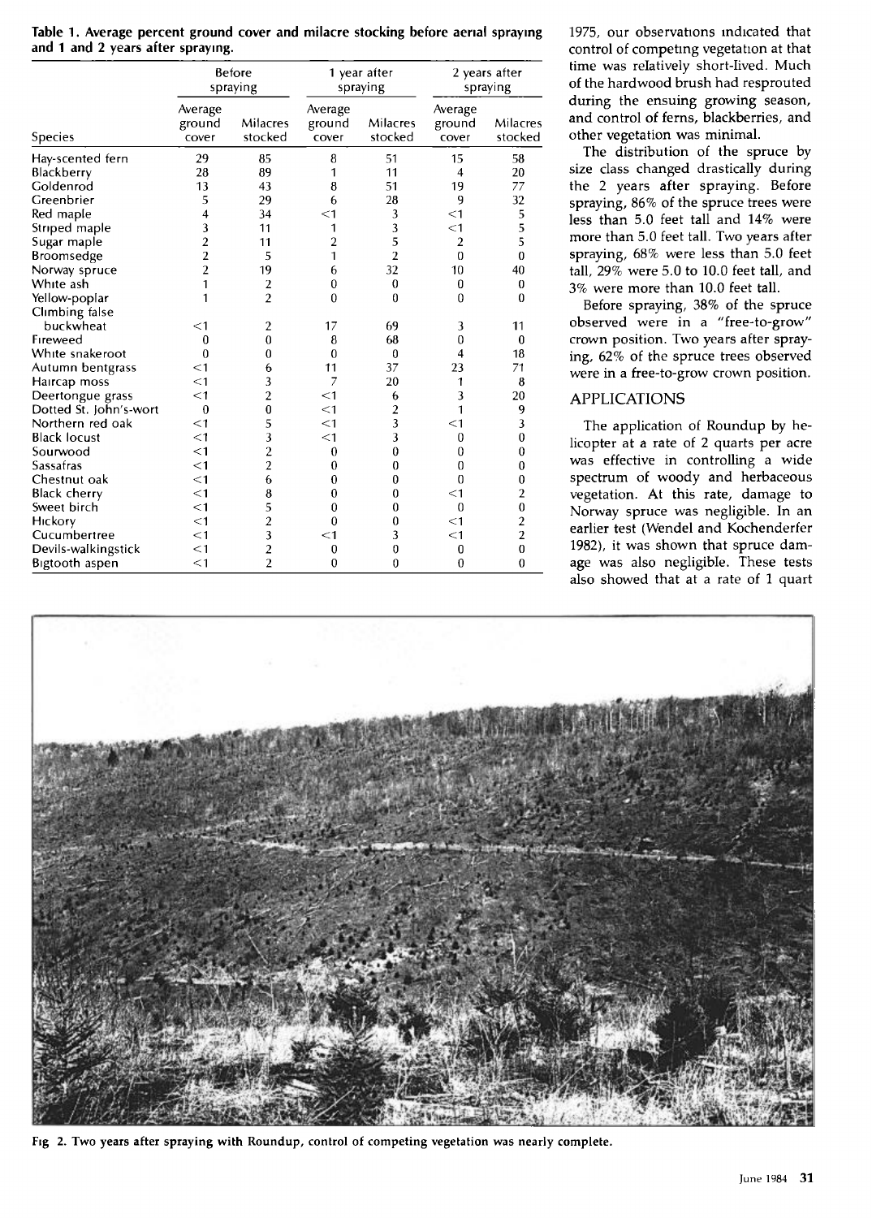**Table 1. Average percent ground cover and milacre stocking before aerial spraying and 1 and 2 years after spraying.**

| Species | Before spraying | | 1 year after spraying | | 2 years after spraying | |
|---|---|---|---|---|---|---|
| | Average ground cover | Milacres stocked | Average ground cover | Milacres stocked | Average ground cover | Milacres stocked |
| Hay-scented fern | 29 | 85 | 8 | 51 | 15 | 58 |
| Blackberry | 28 | 89 | 1 | 11 | 4 | 20 |
| Goldenrod | 13 | 43 | 8 | 51 | 19 | 77 |
| Greenbrier | 5 | 29 | 6 | 28 | 9 | 32 |
| Red maple | 4 | 34 | <1 | 3 | <1 | 5 |
| Striped maple | 3 | 11 | 1 | 3 | <1 | 5 |
| Sugar maple | 2 | 11 | 2 | 5 | 2 | 5 |
| Broomsedge | 2 | 5 | 1 | 2 | 0 | 0 |
| Norway spruce | 2 | 19 | 6 | 32 | 10 | 40 |
| White ash | 1 | 2 | 0 | 0 | 0 | 0 |
| Yellow-poplar | 1 | 2 | 0 | 0 | 0 | 0 |
| Climbing false buckwheat | <1 | 2 | 17 | 69 | 3 | 11 |
| Fireweed | 0 | 0 | 8 | 68 | 0 | 0 |
| White snakeroot | 0 | 0 | 0 | 0 | 4 | 18 |
| Autumn bentgrass | <1 | 6 | 11 | 37 | 23 | 71 |
| Haircap moss | <1 | 3 | 7 | 20 | 1 | 8 |
| Deertongue grass | <1 | 2 | <1 | 6 | 3 | 20 |
| Dotted St. John's-wort | 0 | 0 | <1 | 2 | 1 | 9 |
| Northern red oak | <1 | 5 | <1 | 3 | <1 | 3 |
| Black locust | <1 | 3 | <1 | 3 | 0 | 0 |
| Sourwood | <1 | 2 | 0 | 0 | 0 | 0 |
| Sassafras | <1 | 2 | 0 | 0 | 0 | 0 |
| Chestnut oak | <1 | 6 | 0 | 0 | 0 | 0 |
| Black cherry | <1 | 8 | 0 | 0 | <1 | 2 |
| Sweet birch | <1 | 5 | 0 | 0 | 0 | 0 |
| Hickory | <1 | 2 | 0 | 0 | <1 | 2 |
| Cucumbertree | <1 | 3 | <1 | 3 | <1 | 2 |
| Devils-walkingstick | <1 | 2 | 0 | 0 | 0 | 0 |
| Bigtooth aspen | <1 | 2 | 0 | 0 | 0 | 0 |

1975, our observations indicated that control of competing vegetation at that time was relatively short-lived. Much of the hardwood brush had resprouted during the ensuing growing season, and control of ferns, blackberries, and other vegetation was minimal.

The distribution of the spruce by size class changed drastically during the 2 years after spraying. Before spraying, 86% of the spruce trees were less than 5.0 feet tall and 14% were more than 5.0 feet tall. Two years after spraying, 68% were less than 5.0 feet tall, 29% were 5.0 to 10.0 feet tall, and 3% were more than 10.0 feet tall.

Before spraying, 38% of the spruce observed were in a "free-to-grow" crown position. Two years after spraying, 62% of the spruce trees observed were in a free-to-grow crown position.

## APPLICATIONS

The application of Roundup by helicopter at a rate of 2 quarts per acre was effective in controlling a wide spectrum of woody and herbaceous vegetation. At this rate, damage to Norway spruce was negligible. In an earlier test (Wendel and Kochenderfer 1982), it was shown that spruce damage was also negligible. These tests also showed that at a rate of 1 quart

Fig 2. Two years after spraying with Roundup, control of competing vegetation was nearly complete.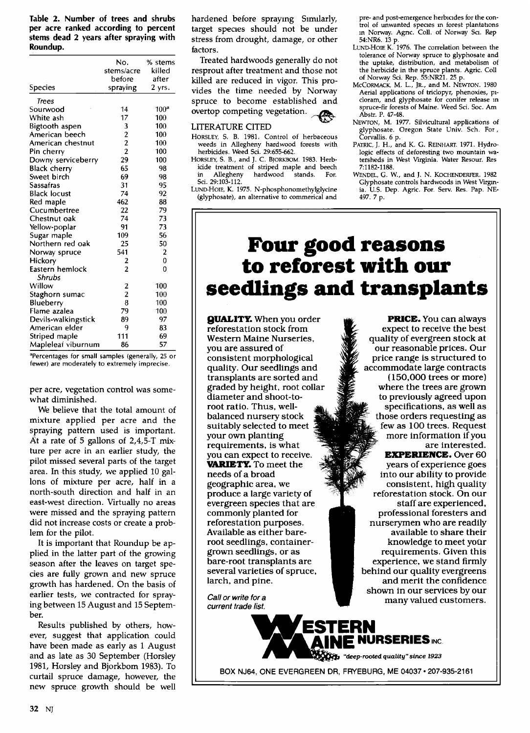**Table 2. Number of trees and shrubs per acre ranked according to percent stems dead 2 years after spraying with Roundup.**

| Species | No. stems/acre before spraying | % stems killed after 2 yrs. |
|---|---|---|
| *Trees* | | |
| Sourwood | 14 | 100[a] |
| White ash | 17 | 100 |
| Bigtooth aspen | 3 | 100 |
| American beech | 2 | 100 |
| American chestnut | 2 | 100 |
| Pin cherry | 2 | 100 |
| Downy serviceberry | 29 | 100 |
| Black cherry | 65 | 98 |
| Sweet birch | 69 | 98 |
| Sassafras | 31 | 95 |
| Black locust | 74 | 92 |
| Red maple | 462 | 88 |
| Cucumbertree | 22 | 79 |
| Chestnut oak | 74 | 73 |
| Yellow-poplar | 91 | 73 |
| Sugar maple | 109 | 56 |
| Northern red oak | 25 | 50 |
| Norway spruce | 541 | 2 |
| Hickory | 2 | 0 |
| Eastern hemlock | 2 | 0 |
| *Shrubs* | | |
| Willow | 2 | 100 |
| Staghorn sumac | 2 | 100 |
| Blueberry | 8 | 100 |
| Flame azalea | 79 | 100 |
| Devils-walkingstick | 89 | 97 |
| American elder | 9 | 83 |
| Striped maple | 111 | 69 |
| Mapleleaf viburnum | 86 | 57 |

[a]Percentages for small samples (generally, 25 or fewer) are moderately to extremely imprecise.

per acre, vegetation control was somewhat diminished.

We believe that the total amount of mixture applied per acre and the spraying pattern used is important. At a rate of 5 gallons of 2,4,5-T mixture per acre in an earlier study, the pilot missed several parts of the target area. In this study, we applied 10 gallons of mixture per acre, half in a north-south direction and half in an east-west direction. Virtually no areas were missed and the spraying pattern did not increase costs or create a problem for the pilot.

It is important that Roundup be applied in the latter part of the growing season after the leaves on target species are fully grown and new spruce growth has hardened. On the basis of earlier tests, we contracted for spraying between 15 August and 15 September.

Results published by others, however, suggest that application could have been made as early as 1 August and as late as 30 September (Horsley 1981, Horsley and Bjorkbom 1983). To curtail spruce damage, however, the new spruce growth should be well hardened before spraying. Similarly, target species should not be under stress from drought, damage, or other factors.

Treated hardwoods generally do not resprout after treatment and those not killed are reduced in vigor. This provides the time needed by Norway spruce to become established and overtop competing vegetation.

## LITERATURE CITED

HORSLEY, S. B. 1981. Control of herbaceous weeds in Allegheny hardwood forests with herbicides. Weed Sci. 29:655-662.

HORSLEY, S. B., and J. C. BJORKBOM. 1983. Herbicide treatment of striped maple and beech in Allegheny hardwood stands. For. Sci. 29:103-112.

LUND-HOIE, K. 1975. N-phosphonomethylglycine (glyphosate), an alternative to commerical and pre- and post-emergence herbicides for the control of unwanted species in forest plantations in Norway. Agric. Coll. of Norway Sci. Rep 54:NR6. 13 p.

LUND-HOIE K. 1976. The correlation between the tolerance of Norway spruce to glyphosate and the uptake, distribution, and metabolism of the herbicide in the spruce plants. Agric. Coll of Norway Sci. Rep. 55:NR21. 25 p.

MCCORMACK, M. L., JR., and M. NEWTON. 1980 Aerial applications of triclopyr, phenoxies, picloram, and glyphosate for conifer release in spruce-fir forests of Maine. Weed Sci. Soc. Am Abstr. P. 47-48.

NEWTON, M. 1977. Silvicultural applications of glyphosate. Oregon State Univ. Sch. For, Corvallis. 6 p.

PATRIC, J. H., and K. G. REINHART. 1971. Hydrologic effects of deforesting two mountain watersheds in West Virginia. Water Resour. Res 7:1182-1188.

WENDEL, G. W., and J. N. KOCHENDERFER. 1982 Glyphosate controls hardwoods in West Virginia. U.S. Dep. Agric. For. Serv. Res. Pap. NE-497. 7 p.

# Four good reasons to reforest with our seedlings and transplants

**QUALITY.** When you order reforestation stock from Western Maine Nurseries, you are assured of consistent morphological quality. Our seedlings and transplants are sorted and graded by height, root collar diameter and shoot-to-root ratio. Thus, well-balanced nursery stock suitably selected to meet your own planting requirements, is what you can expect to receive.

**VARIETY.** To meet the needs of a broad geographic area, we produce a large variety of evergreen species that are commonly planted for reforestation purposes. Available as either bare-root seedlings, container-grown seedlings, or as bare-root transplants are several varieties of spruce, larch, and pine.

*Call or write for a current trade list.*

**PRICE.** You can always expect to receive the best quality of evergreen stock at our reasonable prices. Our price range is structured to accommodate large contracts (150,000 trees or more) where the trees are grown to previously agreed upon specifications, as well as those orders requesting as few as 100 trees. Request more information if you are interested.

**EXPERIENCE.** Over 60 years of experience goes into our ability to provide consistent, high quality reforestation stock. On our staff are experienced, professional foresters and nurserymen who are readily available to share their knowledge to meet your requirements. Given this experience, we stand firmly behind our quality evergreens and merit the confidence shown in our services by our many valued customers.

**WESTERN MAINE NURSERIES INC.**
"deep-rooted quality" since 1923

BOX NJ64, ONE EVERGREEN DR, FRYEBURG, ME 04037 • 207-935-2161